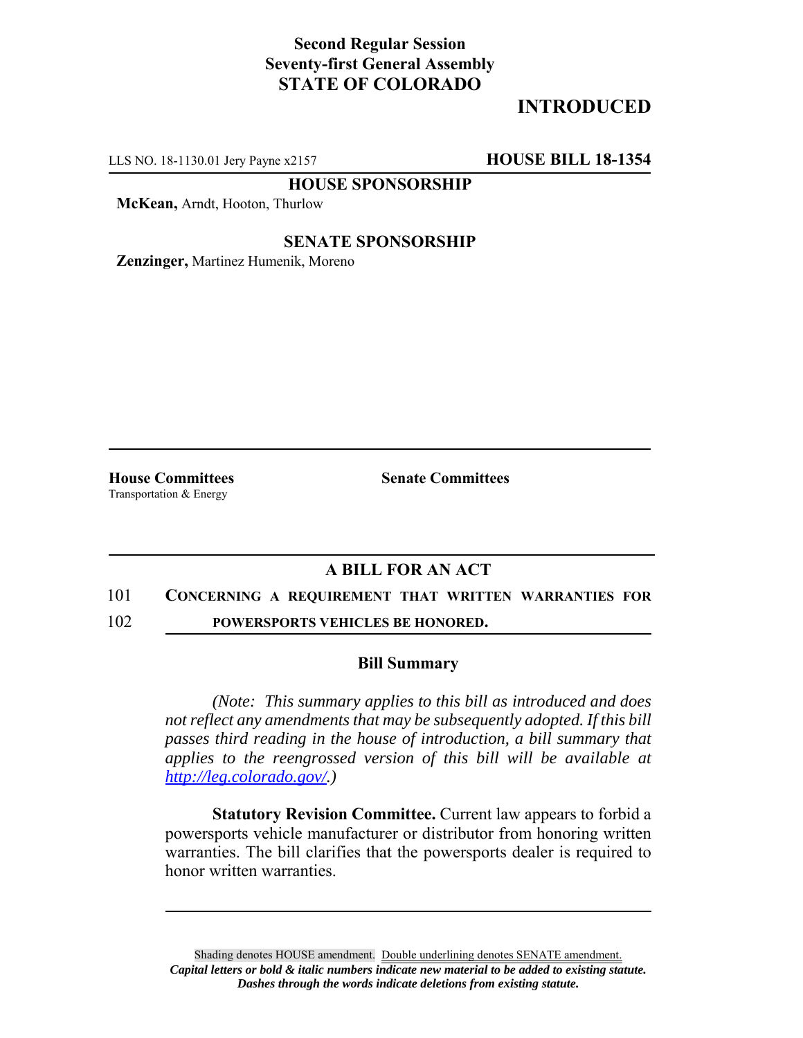**Second Regular Session**
**Seventy-first General Assembly**
**STATE OF COLORADO**

# INTRODUCTED

LLS NO. 18-1130.01 Jery Payne x2157 **HOUSE BILL 18-1354**

**HOUSE SPONSORSHIP**

**McKean,** Arndt, Hooton, Thurlow

**SENATE SPONSORSHIP**

**Zenzinger,** Martinez Humenik, Moreno

**House Committees**
Transportation & Energy

**Senate Committees**

## A BILL FOR AN ACT

101 **CONCERNING A REQUIREMENT THAT WRITTEN WARRANTIES FOR**
102 **POWERSPORTS VEHICLES BE HONORED.**

### Bill Summary

*(Note: This summary applies to this bill as introduced and does not reflect any amendments that may be subsequently adopted. If this bill passes third reading in the house of introduction, a bill summary that applies to the reengrossed version of this bill will be available at http://leg.colorado.gov/.)*

**Statutory Revision Committee.** Current law appears to forbid a powersports vehicle manufacturer or distributor from honoring written warranties. The bill clarifies that the powersports dealer is required to honor written warranties.

Shading denotes HOUSE amendment. Double underlining denotes SENATE amendment.
***Capital letters or bold & italic numbers indicate new material to be added to existing statute.***
***Dashes through the words indicate deletions from existing statute.***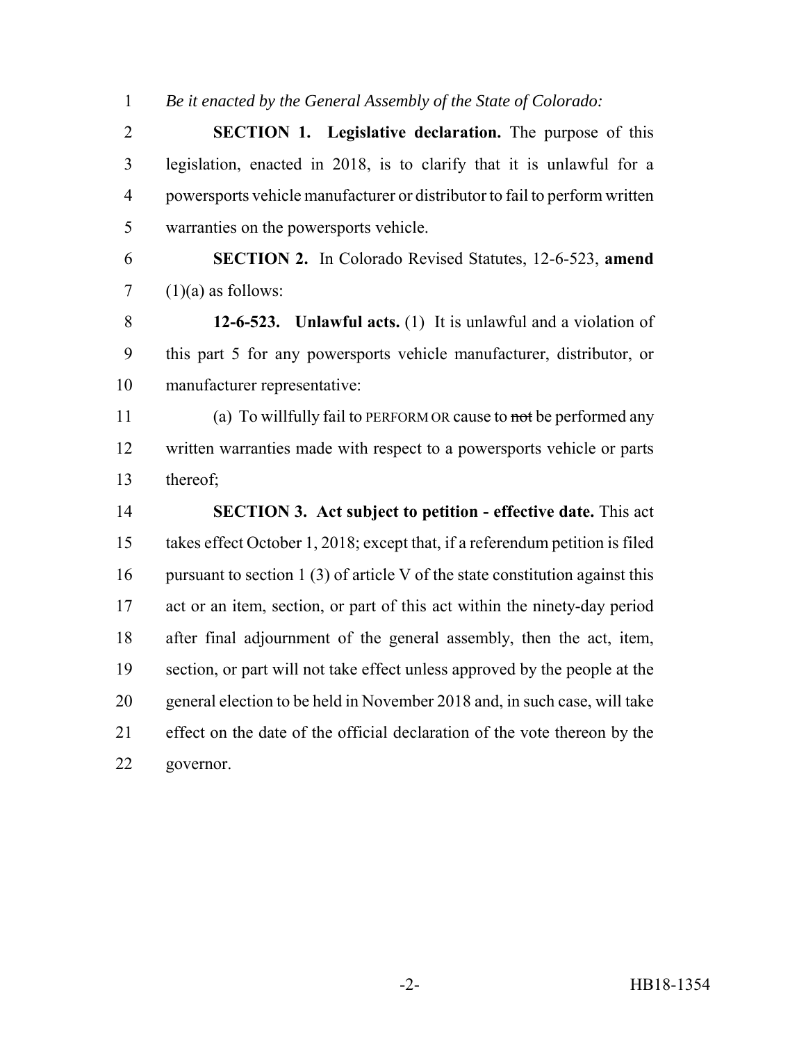*Be it enacted by the General Assembly of the State of Colorado:*

**SECTION 1. Legislative declaration.** The purpose of this legislation, enacted in 2018, is to clarify that it is unlawful for a powersports vehicle manufacturer or distributor to fail to perform written warranties on the powersports vehicle.

**SECTION 2.** In Colorado Revised Statutes, 12-6-523, **amend** (1)(a) as follows:

**12-6-523. Unlawful acts.** (1) It is unlawful and a violation of this part 5 for any powersports vehicle manufacturer, distributor, or manufacturer representative:

(a) To willfully fail to PERFORM OR cause to ~~not~~ be performed any written warranties made with respect to a powersports vehicle or parts thereof;

**SECTION 3. Act subject to petition - effective date.** This act takes effect October 1, 2018; except that, if a referendum petition is filed pursuant to section 1 (3) of article V of the state constitution against this act or an item, section, or part of this act within the ninety-day period after final adjournment of the general assembly, then the act, item, section, or part will not take effect unless approved by the people at the general election to be held in November 2018 and, in such case, will take effect on the date of the official declaration of the vote thereon by the governor.